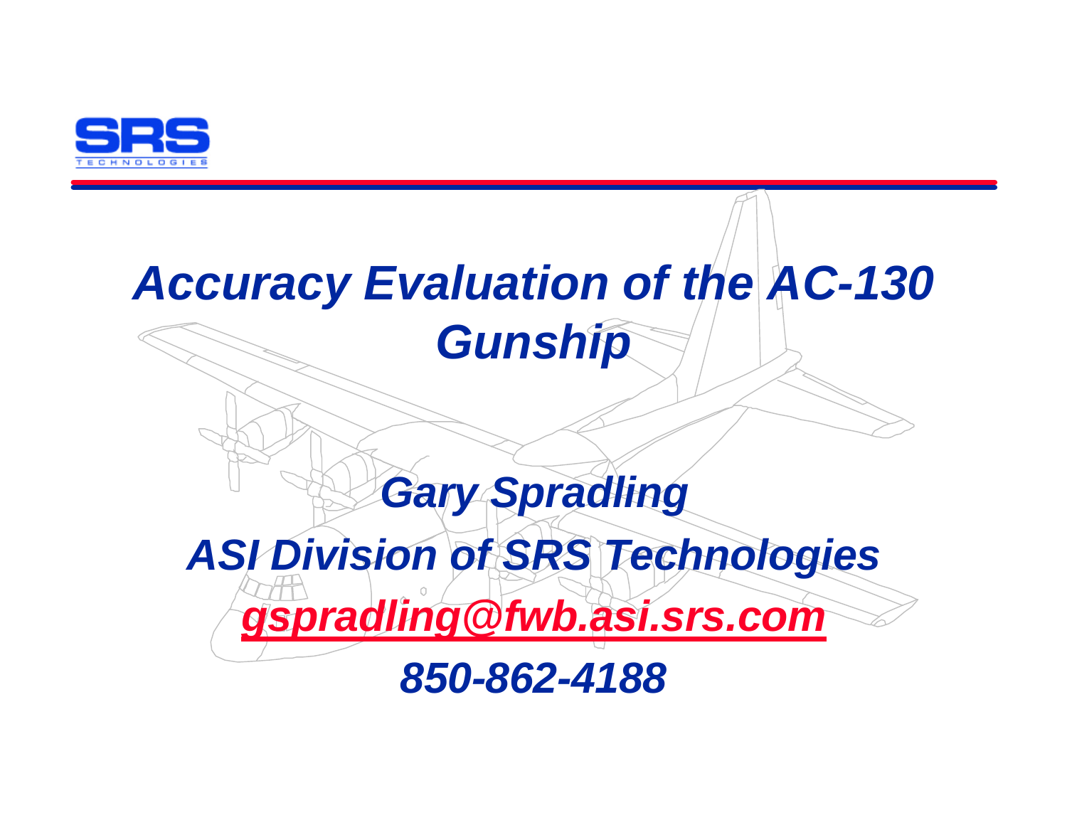SRS TECHNOLOGIES

# *Accuracy Evaluation of the AC-130 Gunship*

***Gary Spradling***

***ASI Division of SRS Technologies***

***gspradling@fwb.asi.srs.com***

***850-862-4188***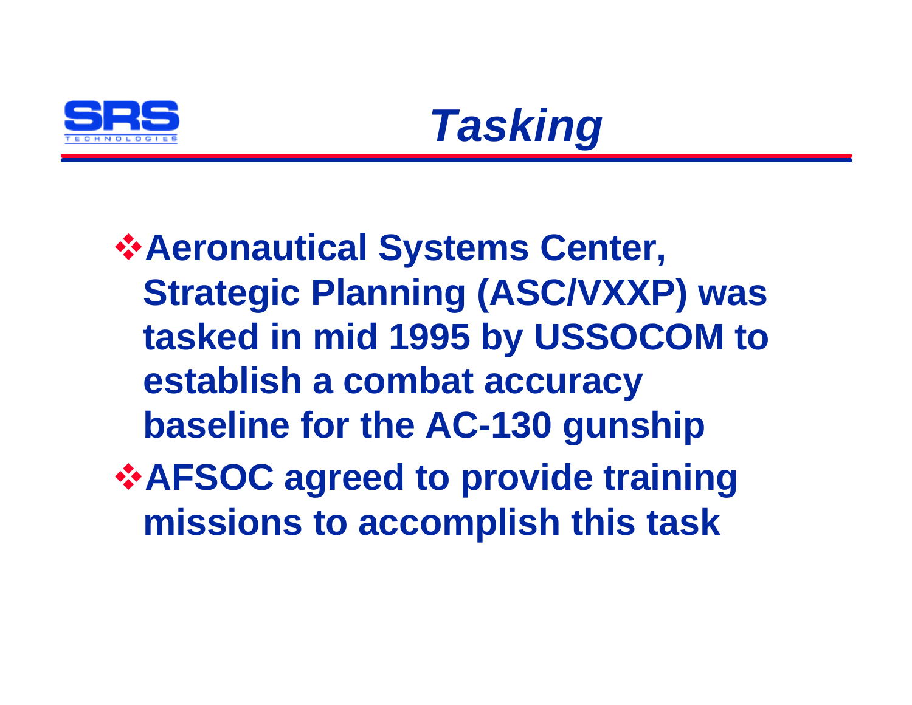# *Tasking*

- **Aeronautical Systems Center, Strategic Planning (ASC/VXXP) was tasked in mid 1995 by USSOCOM to establish a combat accuracy baseline for the AC-130 gunship**
- **AFSOC agreed to provide training missions to accomplish this task**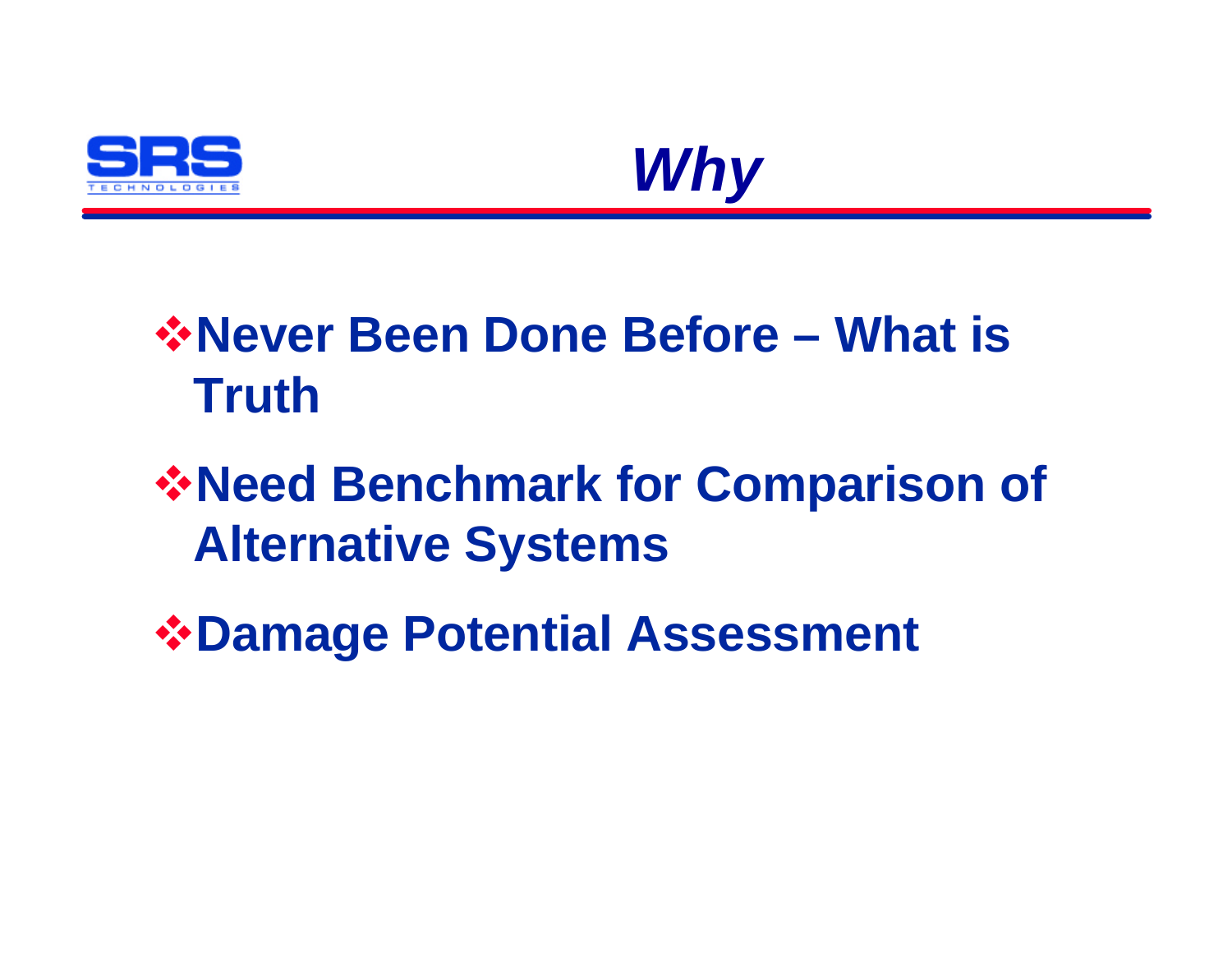# Why

- Never Been Done Before – What is Truth
- Need Benchmark for Comparison of Alternative Systems
- Damage Potential Assessment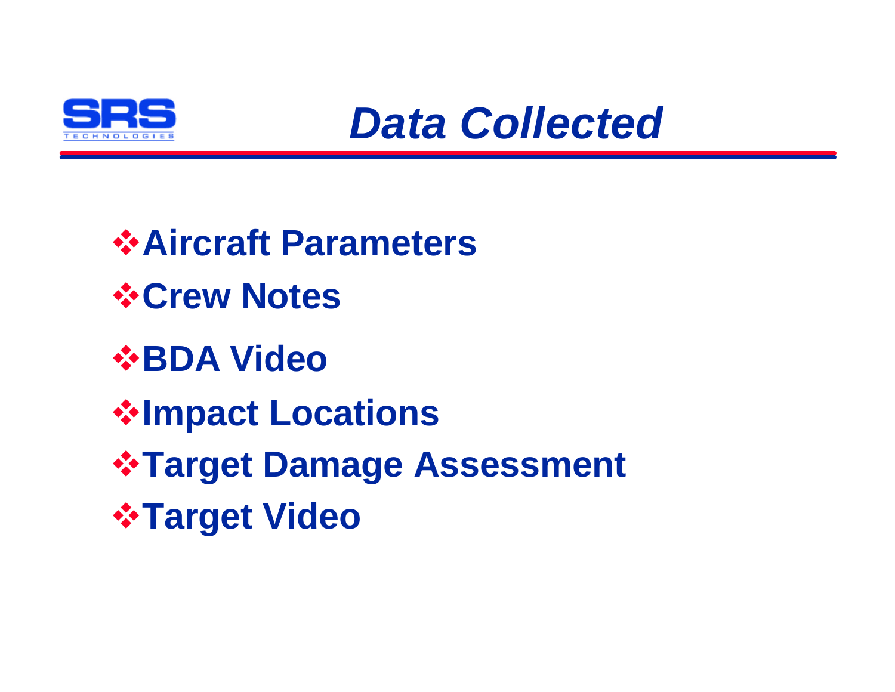# *Data Collected*

- **Aircraft Parameters**
- **Crew Notes**
- **BDA Video**
- **Impact Locations**
- **Target Damage Assessment**
- **Target Video**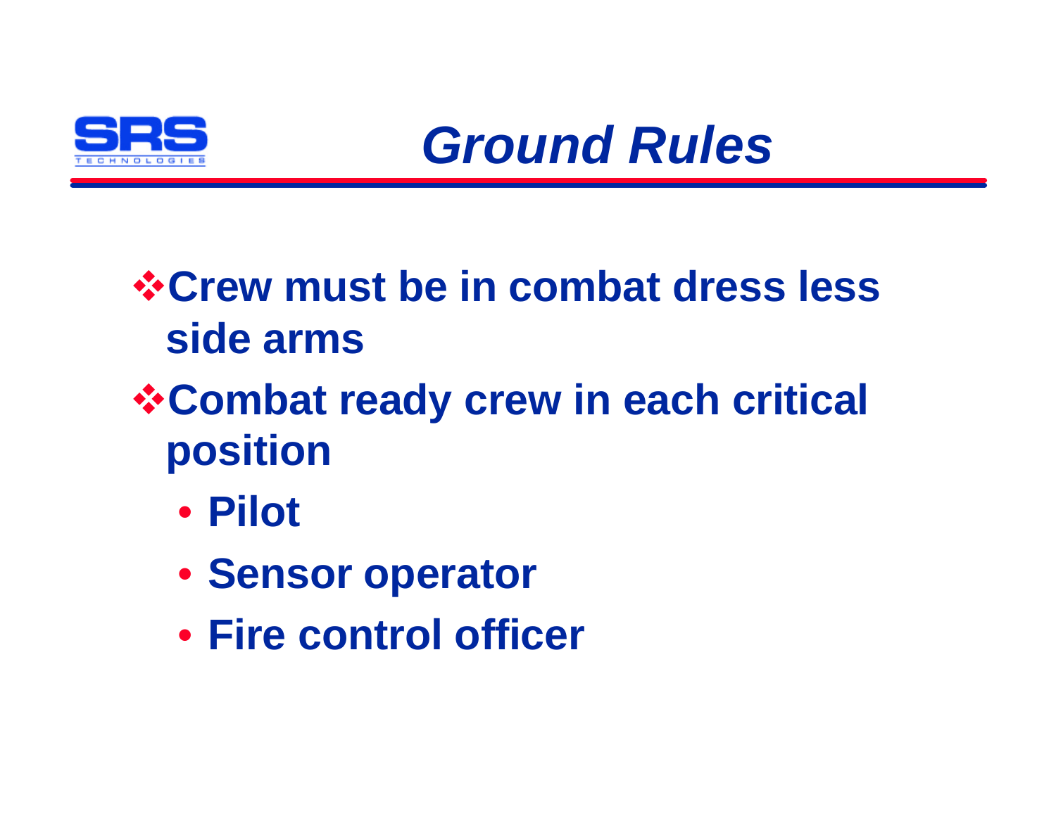# *Ground Rules*

- **Crew must be in combat dress less side arms**
- **Combat ready crew in each critical position**
  - **Pilot**
  - **Sensor operator**
  - **Fire control officer**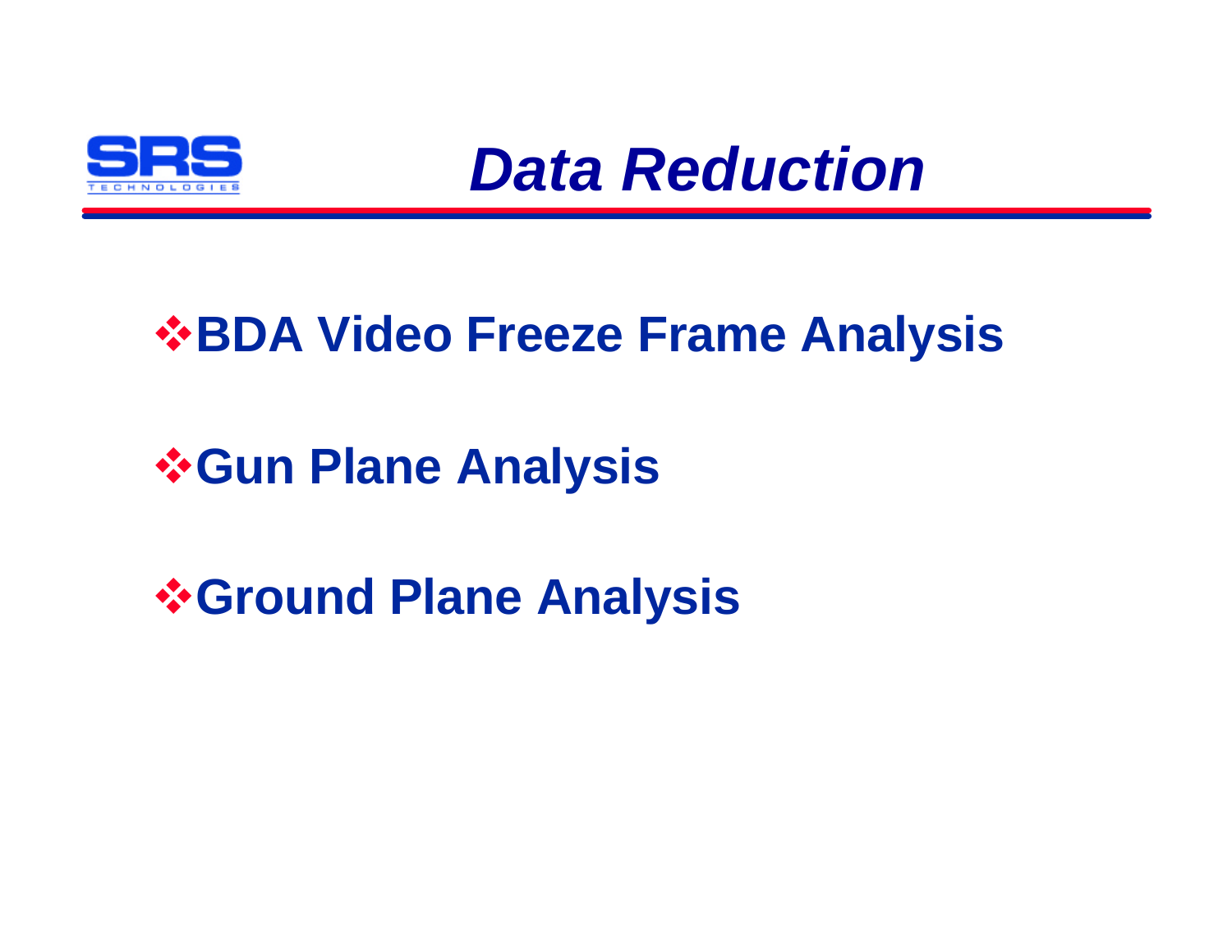# *Data Reduction*

- **BDA Video Freeze Frame Analysis**
- **Gun Plane Analysis**
- **Ground Plane Analysis**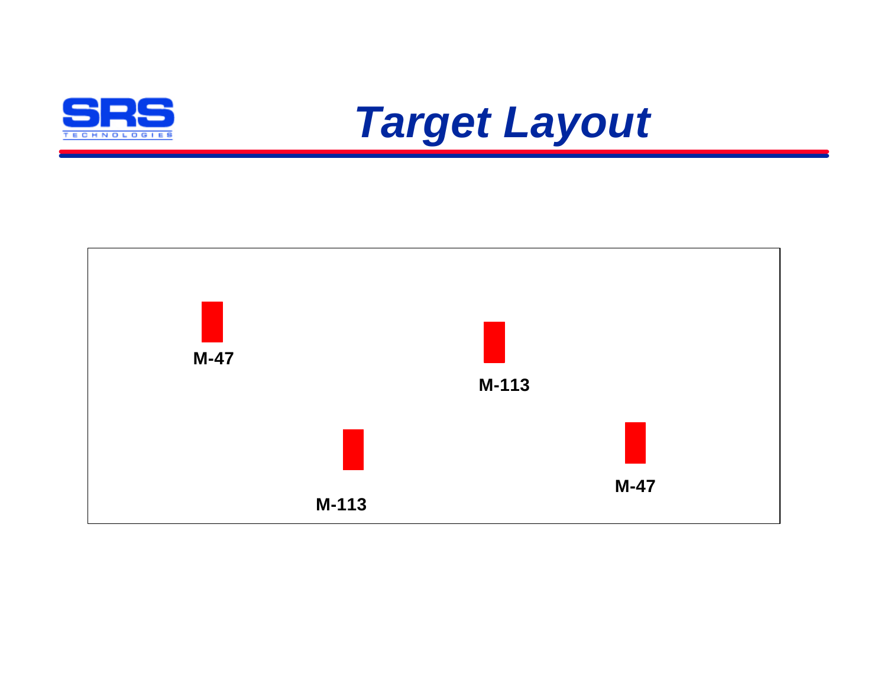# *Target Layout*

M-47

M-113

M-113

M-47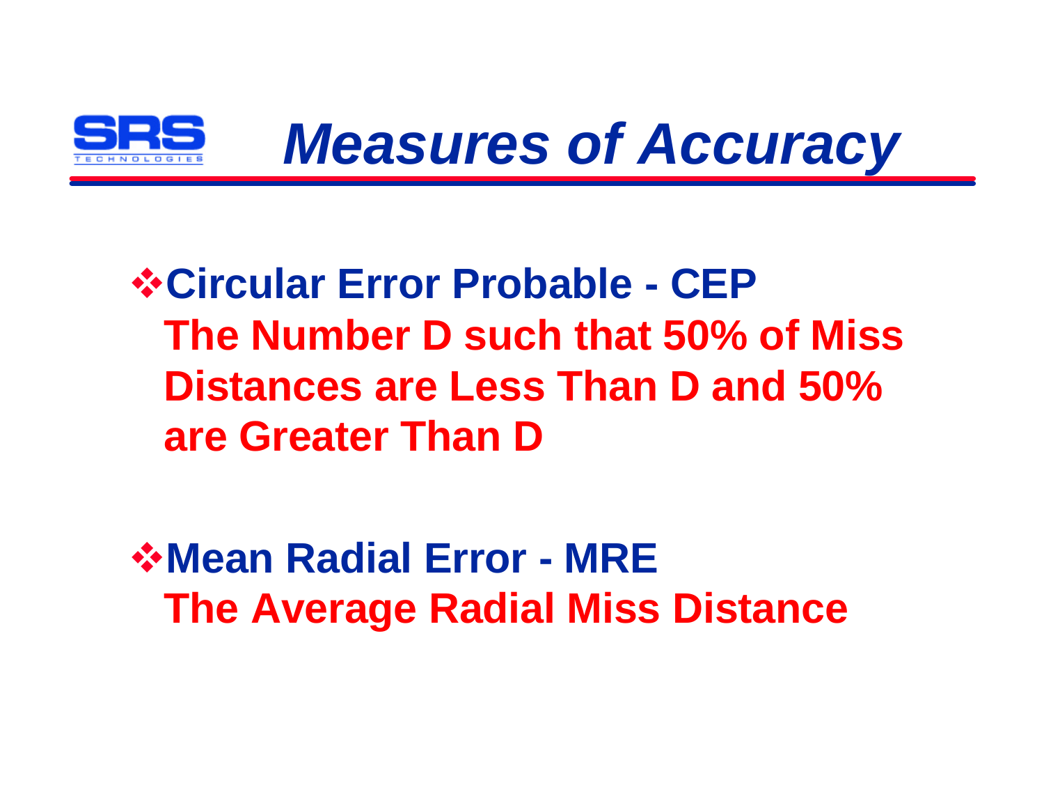# Measures of Accuracy

- **Circular Error Probable - CEP**
  **The Number D such that 50% of Miss Distances are Less Than D and 50% are Greater Than D**

- **Mean Radial Error - MRE**
  **The Average Radial Miss Distance**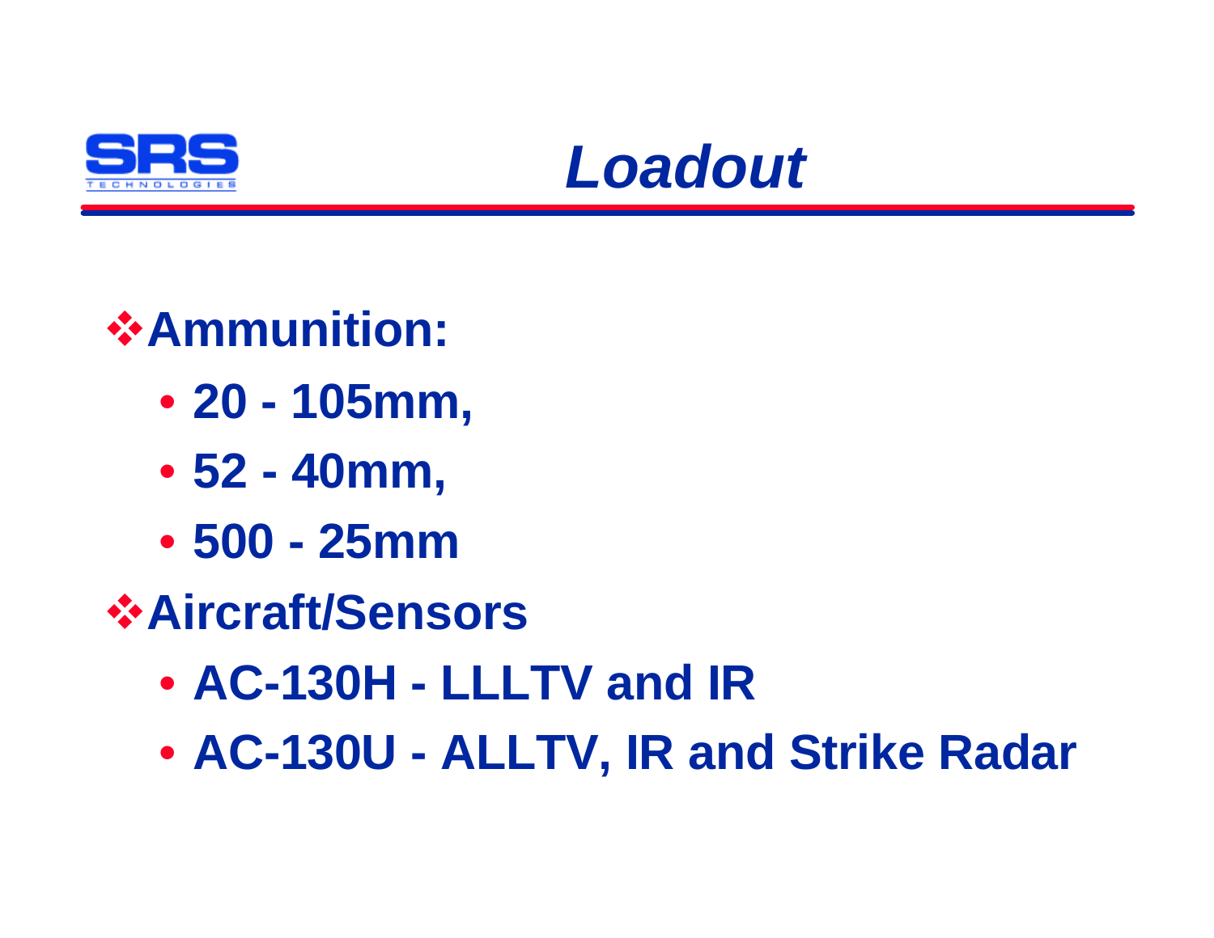# *Loadout*

- **Ammunition:**
  - **20 - 105mm,**
  - **52 - 40mm,**
  - **500 - 25mm**
- **Aircraft/Sensors**
  - **AC-130H - LLLTV and IR**
  - **AC-130U - ALLTV, IR and Strike Radar**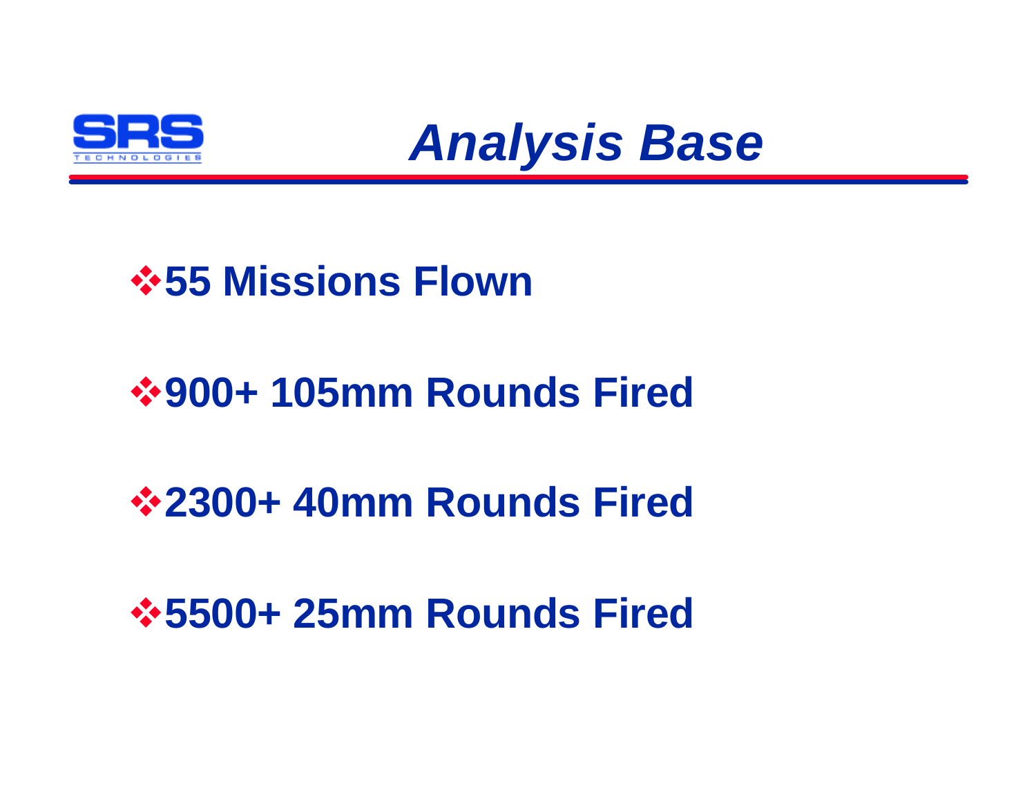# Analysis Base

- **55 Missions Flown**
- **900+ 105mm Rounds Fired**
- **2300+ 40mm Rounds Fired**
- **5500+ 25mm Rounds Fired**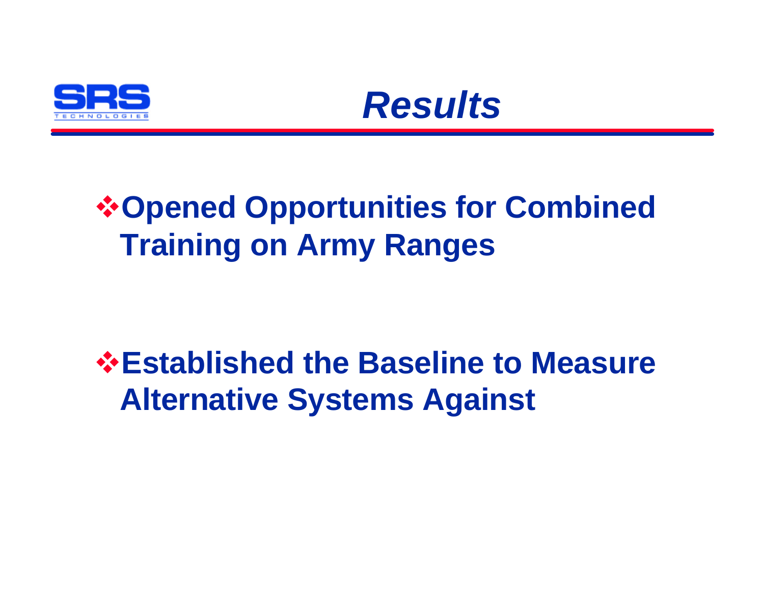# *Results*

- **Opened Opportunities for Combined Training on Army Ranges**

- **Established the Baseline to Measure Alternative Systems Against**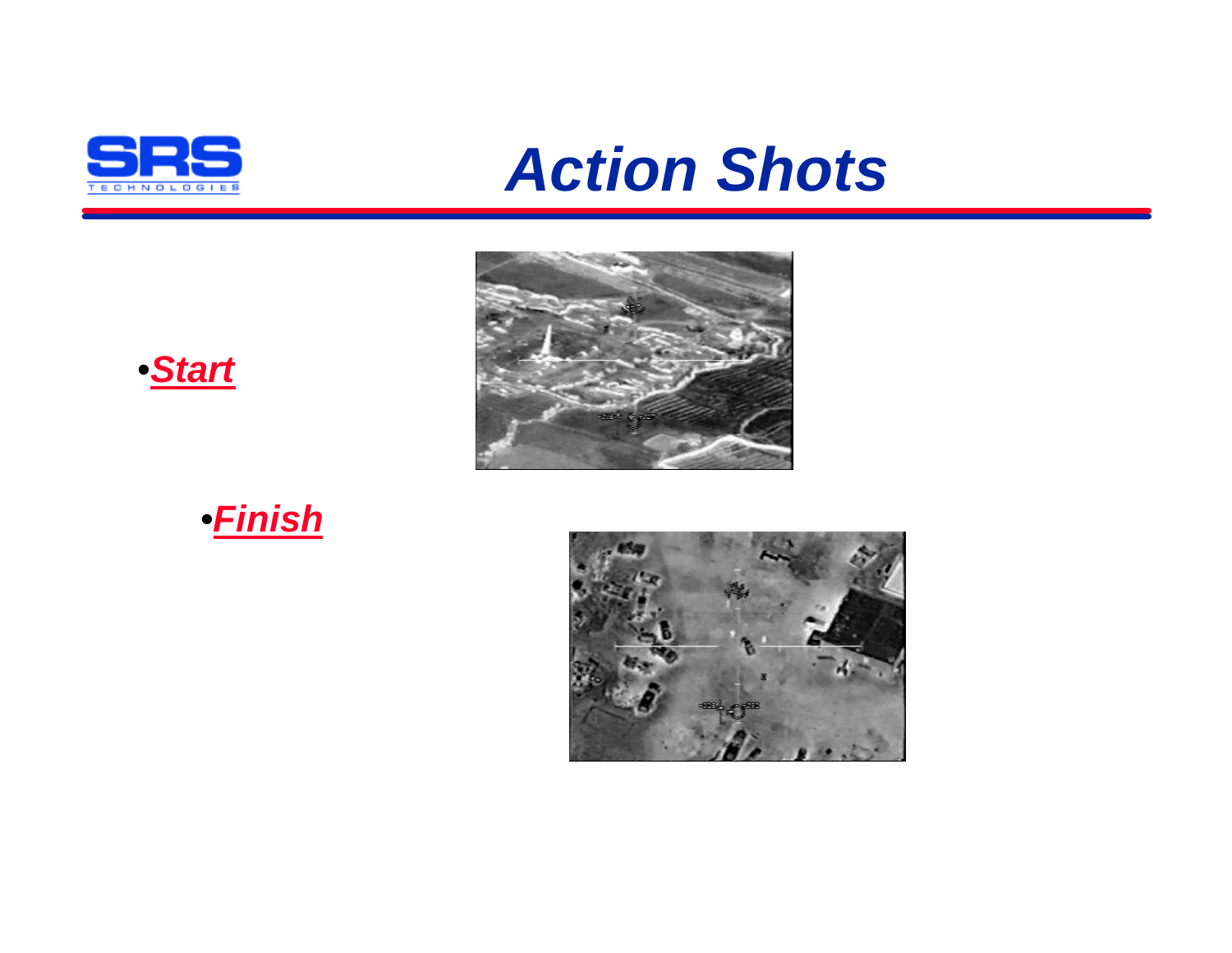# Action Shots

- ***Start***

- ***Finish***